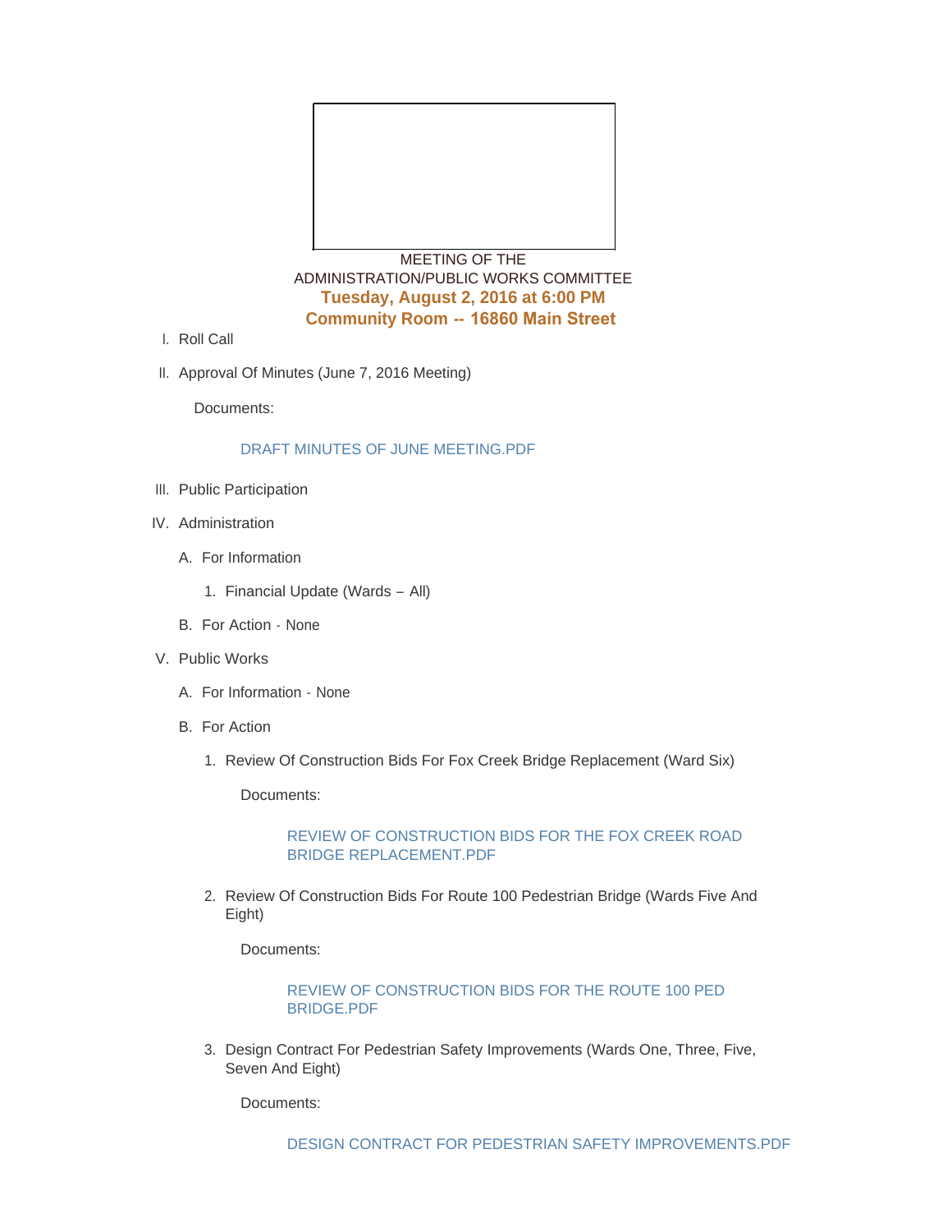MEETING OF THE
ADMINISTRATION/PUBLIC WORKS COMMITTEE

**Tuesday, August 2, 2016 at 6:00 PM**
**Community Room -- 16860 Main Street**

I. Roll Call

II. Approval Of Minutes (June 7, 2016 Meeting)

   Documents:

   DRAFT MINUTES OF JUNE MEETING.PDF

III. Public Participation

IV. Administration

   A. For Information

      1. Financial Update (Wards – All)

   B. For Action - None

V. Public Works

   A. For Information - None

   B. For Action

      1. Review Of Construction Bids For Fox Creek Bridge Replacement (Ward Six)

         Documents:

         REVIEW OF CONSTRUCTION BIDS FOR THE FOX CREEK ROAD BRIDGE REPLACEMENT.PDF

      2. Review Of Construction Bids For Route 100 Pedestrian Bridge (Wards Five And Eight)

         Documents:

         REVIEW OF CONSTRUCTION BIDS FOR THE ROUTE 100 PED BRIDGE.PDF

      3. Design Contract For Pedestrian Safety Improvements (Wards One, Three, Five, Seven And Eight)

         Documents:

         DESIGN CONTRACT FOR PEDESTRIAN SAFETY IMPROVEMENTS.PDF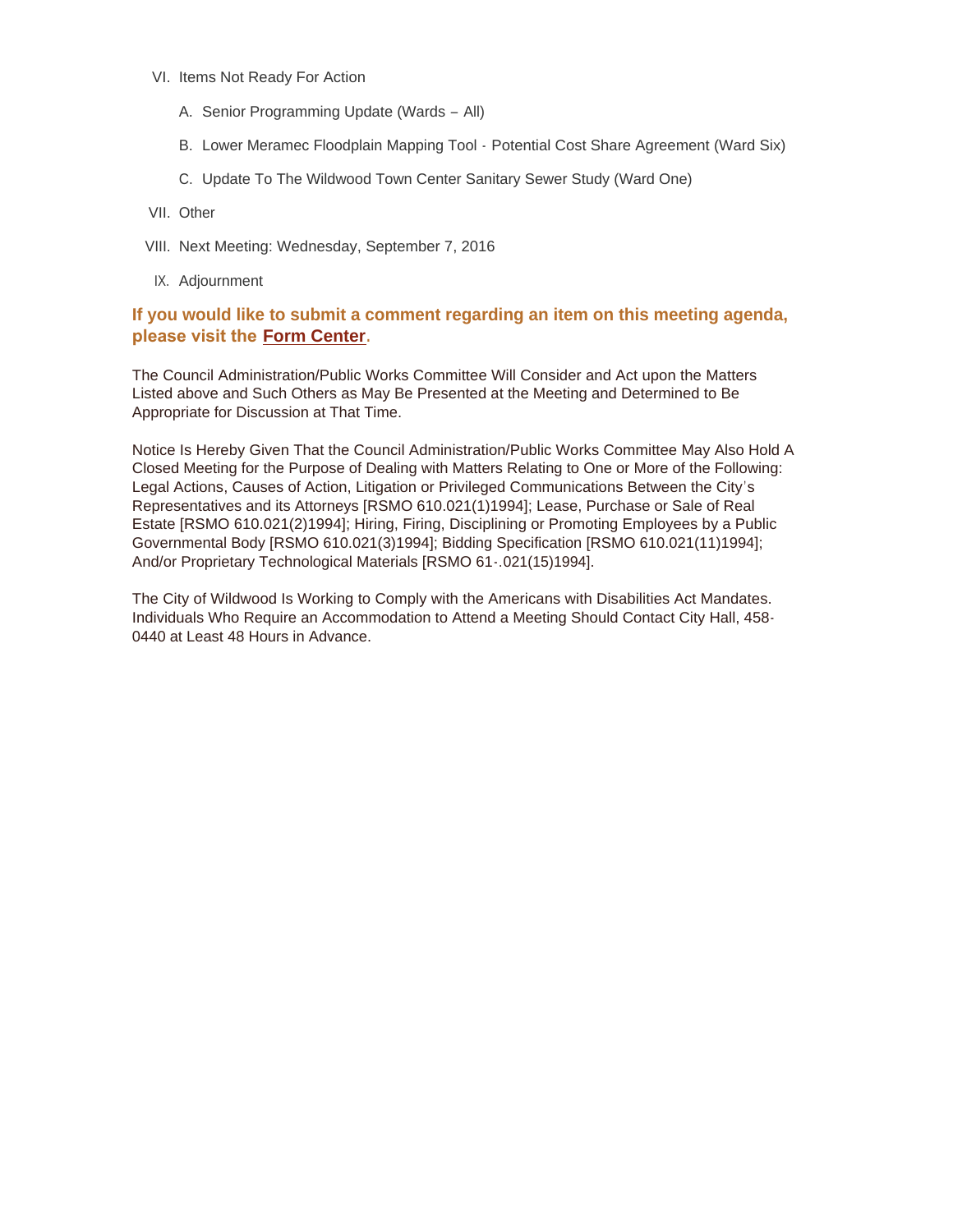VI. Items Not Ready For Action

   A. Senior Programming Update (Wards – All)

   B. Lower Meramec Floodplain Mapping Tool - Potential Cost Share Agreement (Ward Six)

   C. Update To The Wildwood Town Center Sanitary Sewer Study (Ward One)

VII. Other

VIII. Next Meeting: Wednesday, September 7, 2016

IX. Adjournment

**If you would like to submit a comment regarding an item on this meeting agenda, please visit the Form Center.**

The Council Administration/Public Works Committee Will Consider and Act upon the Matters Listed above and Such Others as May Be Presented at the Meeting and Determined to Be Appropriate for Discussion at That Time.

Notice Is Hereby Given That the Council Administration/Public Works Committee May Also Hold A Closed Meeting for the Purpose of Dealing with Matters Relating to One or More of the Following: Legal Actions, Causes of Action, Litigation or Privileged Communications Between the City's Representatives and its Attorneys [RSMO 610.021(1)1994]; Lease, Purchase or Sale of Real Estate [RSMO 610.021(2)1994]; Hiring, Firing, Disciplining or Promoting Employees by a Public Governmental Body [RSMO 610.021(3)1994]; Bidding Specification [RSMO 610.021(11)1994]; And/or Proprietary Technological Materials [RSMO 61-.021(15)1994].

The City of Wildwood Is Working to Comply with the Americans with Disabilities Act Mandates. Individuals Who Require an Accommodation to Attend a Meeting Should Contact City Hall, 458-0440 at Least 48 Hours in Advance.